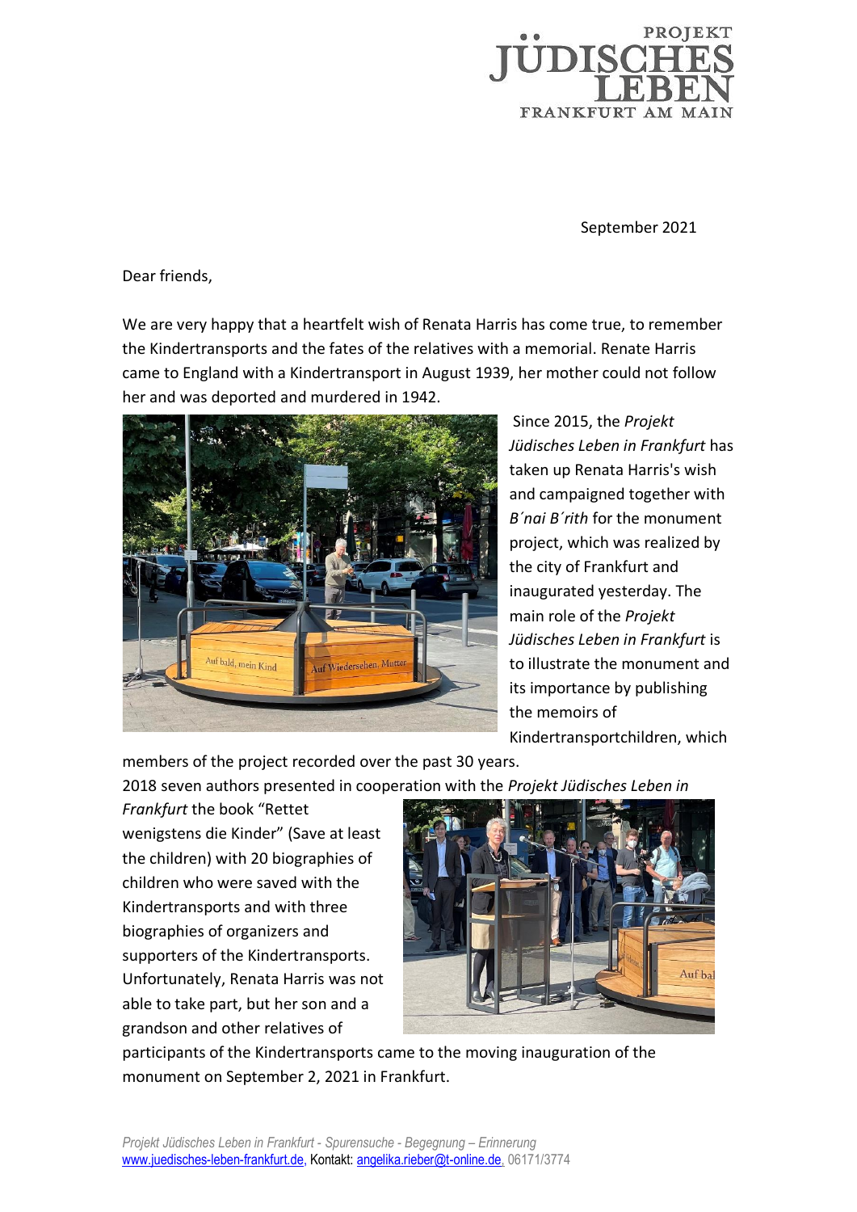PROJEKT JÜDISCHES LEBEN FRANKFURT AM MAIN

September 2021

Dear friends,

We are very happy that a heartfelt wish of Renata Harris has come true, to remember the Kindertransports and the fates of the relatives with a memorial. Renate Harris came to England with a Kindertransport in August 1939, her mother could not follow her and was deported and murdered in 1942.

Since 2015, the *Projekt Jüdisches Leben in Frankfurt* has taken up Renata Harris's wish and campaigned together with *B´nai B´rith* for the monument project, which was realized by the city of Frankfurt and inaugurated yesterday. The main role of the *Projekt Jüdisches Leben in Frankfurt* is to illustrate the monument and its importance by publishing the memoirs of Kindertransportchildren, which members of the project recorded over the past 30 years.

2018 seven authors presented in cooperation with the *Projekt Jüdisches Leben in Frankfurt* the book "Rettet wenigstens die Kinder" (Save at least the children) with 20 biographies of children who were saved with the Kindertransports and with three biographies of organizers and supporters of the Kindertransports. Unfortunately, Renata Harris was not able to take part, but her son and a grandson and other relatives of participants of the Kindertransports came to the moving inauguration of the monument on September 2, 2021 in Frankfurt.

*Projekt Jüdisches Leben in Frankfurt - Spurensuche - Begegnung – Erinnerung*
www.juedisches-leben-frankfurt.de, Kontakt: angelika.rieber@t-online.de, 06171/3774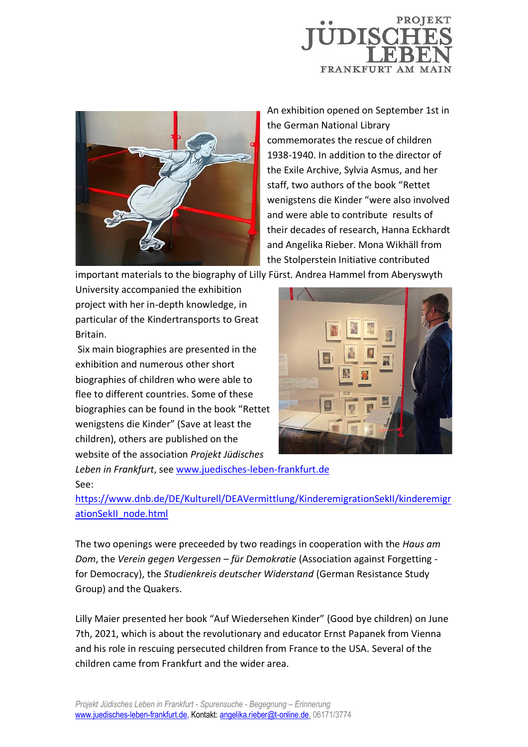An exhibition opened on September 1st in the German National Library commemorates the rescue of children 1938-1940. In addition to the director of the Exile Archive, Sylvia Asmus, and her staff, two authors of the book "Rettet wenigstens die Kinder "were also involved and were able to contribute results of their decades of research, Hanna Eckhardt and Angelika Rieber. Mona Wikhäll from the Stolperstein Initiative contributed important materials to the biography of Lilly Fürst. Andrea Hammel from Aberyswyth University accompanied the exhibition project with her in-depth knowledge, in particular of the Kindertransports to Great Britain.

Six main biographies are presented in the exhibition and numerous other short biographies of children who were able to flee to different countries. Some of these biographies can be found in the book "Rettet wenigstens die Kinder" (Save at least the children), others are published on the website of the association *Projekt Jüdisches Leben in Frankfurt*, see [www.juedisches-leben-frankfurt.de](www.juedisches-leben-frankfurt.de)

See:
[https://www.dnb.de/DE/Kulturell/DEAVermittlung/KinderemigrationSekII/kinderemigrationSekII_node.html](https://www.dnb.de/DE/Kulturell/DEAVermittlung/KinderemigrationSekII/kinderemigrationSekII_node.html)

The two openings were preceeded by two readings in cooperation with the *Haus am Dom*, the *Verein gegen Vergessen – für Demokratie* (Association against Forgetting - for Democracy), the *Studienkreis deutscher Widerstand* (German Resistance Study Group) and the Quakers.

Lilly Maier presented her book "Auf Wiedersehen Kinder" (Good bye children) on June 7th, 2021, which is about the revolutionary and educator Ernst Papanek from Vienna and his role in rescuing persecuted children from France to the USA. Several of the children came from Frankfurt and the wider area.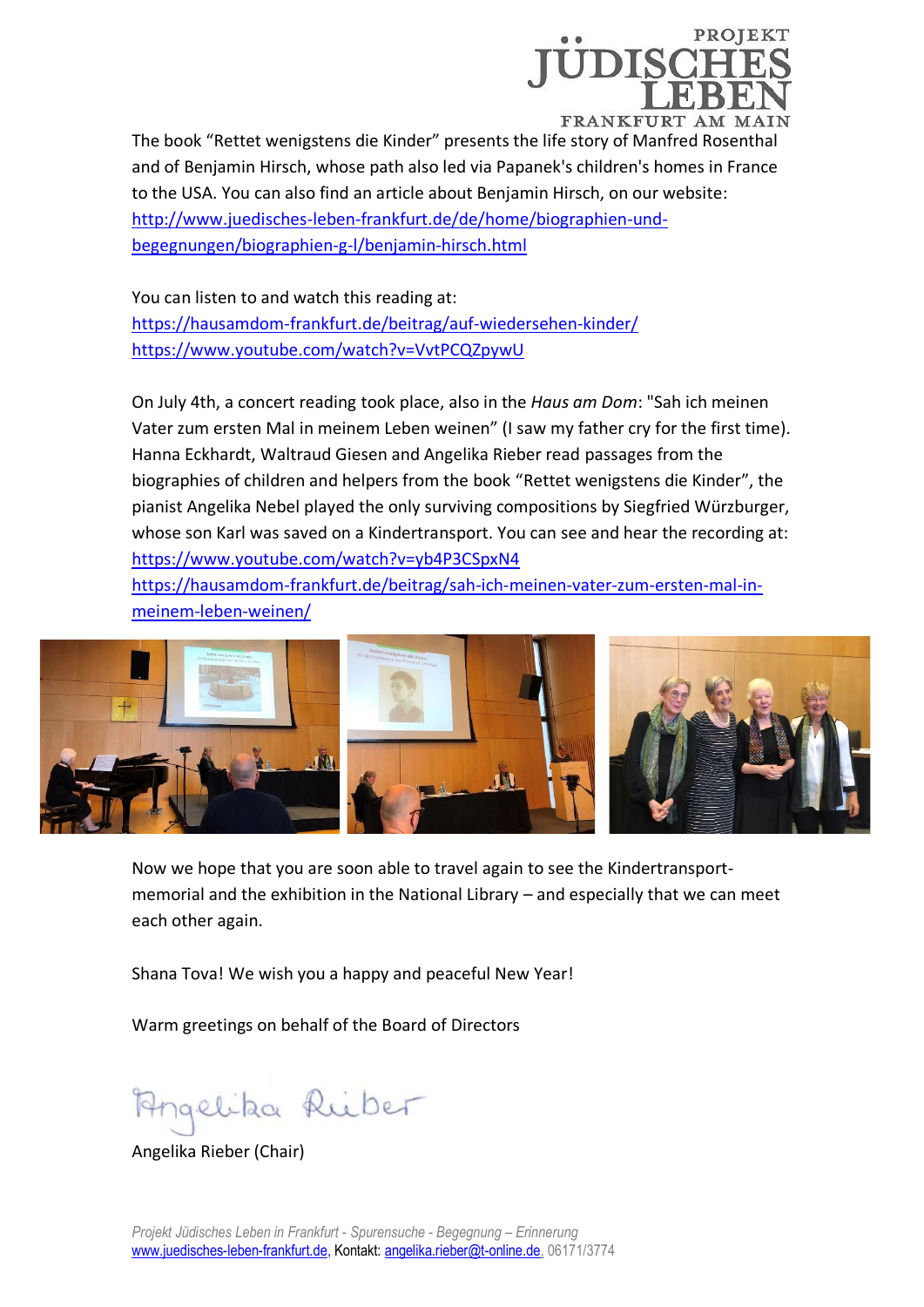The book “Rettet wenigstens die Kinder” presents the life story of Manfred Rosenthal and of Benjamin Hirsch, whose path also led via Papanek's children's homes in France to the USA. You can also find an article about Benjamin Hirsch, on our website: http://www.juedisches-leben-frankfurt.de/de/home/biographien-und-begegnungen/biographien-g-l/benjamin-hirsch.html

You can listen to and watch this reading at:
https://hausamdom-frankfurt.de/beitrag/auf-wiedersehen-kinder/
https://www.youtube.com/watch?v=VvtPCQZpywU

On July 4th, a concert reading took place, also in the *Haus am Dom*: "Sah ich meinen Vater zum ersten Mal in meinem Leben weinen” (I saw my father cry for the first time). Hanna Eckhardt, Waltraud Giesen and Angelika Rieber read passages from the biographies of children and helpers from the book “Rettet wenigstens die Kinder”, the pianist Angelika Nebel played the only surviving compositions by Siegfried Würzburger, whose son Karl was saved on a Kindertransport. You can see and hear the recording at:
https://www.youtube.com/watch?v=yb4P3CSpxN4
https://hausamdom-frankfurt.de/beitrag/sah-ich-meinen-vater-zum-ersten-mal-in-meinem-leben-weinen/

Now we hope that you are soon able to travel again to see the Kindertransport-memorial and the exhibition in the National Library – and especially that we can meet each other again.

Shana Tova! We wish you a happy and peaceful New Year!

Warm greetings on behalf of the Board of Directors

Angelika Rieber

Angelika Rieber (Chair)

*Projekt Jüdisches Leben in Frankfurt - Spurensuche - Begegnung – Erinnerung*
www.juedisches-leben-frankfurt.de, Kontakt: angelika.rieber@t-online.de, 06171/3774